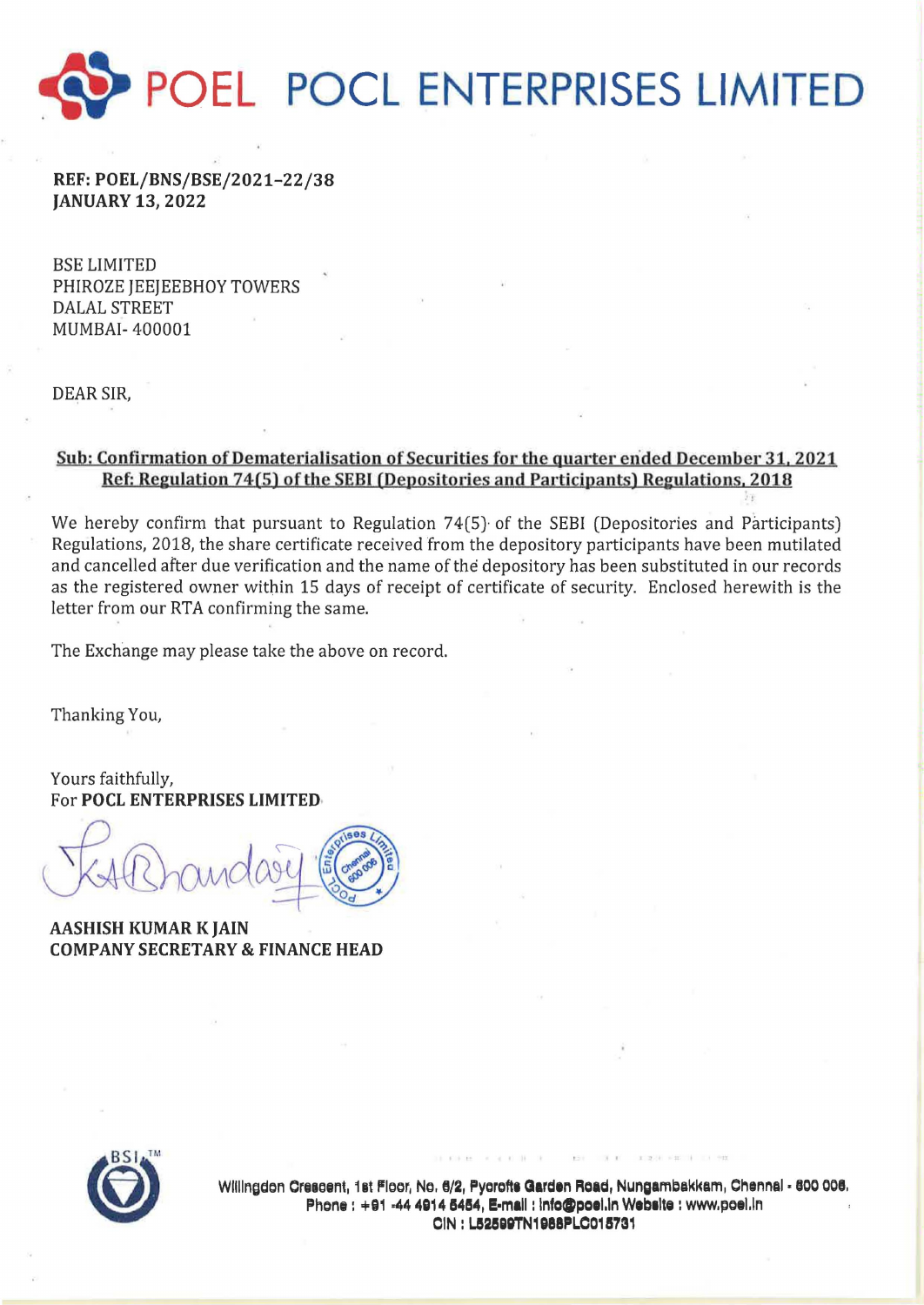# POEL POCL ENTERPRISES LIMITED

**REF: POEL/BNS/BSE/2021-22/38**
**JANUARY 13, 2022**

BSE LIMITED
PHIROZE JEEJEEBHOY TOWERS
DALAL STREET
MUMBAI- 400001

DEAR SIR,

**Sub: Confirmation of Dematerialisation of Securities for the quarter ended December 31, 2021**
**Ref: Regulation 74(5) of the SEBI (Depositories and Participants) Regulations, 2018**

We hereby confirm that pursuant to Regulation 74(5) of the SEBI (Depositories and Participants) Regulations, 2018, the share certificate received from the depository participants have been mutilated and cancelled after due verification and the name of the depository has been substituted in our records as the registered owner within 15 days of receipt of certificate of security. Enclosed herewith is the letter from our RTA confirming the same.

The Exchange may please take the above on record.

Thanking You,

Yours faithfully,
For **POCL ENTERPRISES LIMITED**

**AASHISH KUMAR K JAIN**
**COMPANY SECRETARY & FINANCE HEAD**

Willingdon Crescent, 1st Floor, No. 6/2, Pycrofts Garden Road, Nungambakkam, Chennai - 600 006.
Phone : +91 -44 4914 5454, E-mail : info@poel.in Website : www.poel.in
CIN : L52599TN1988PLC015731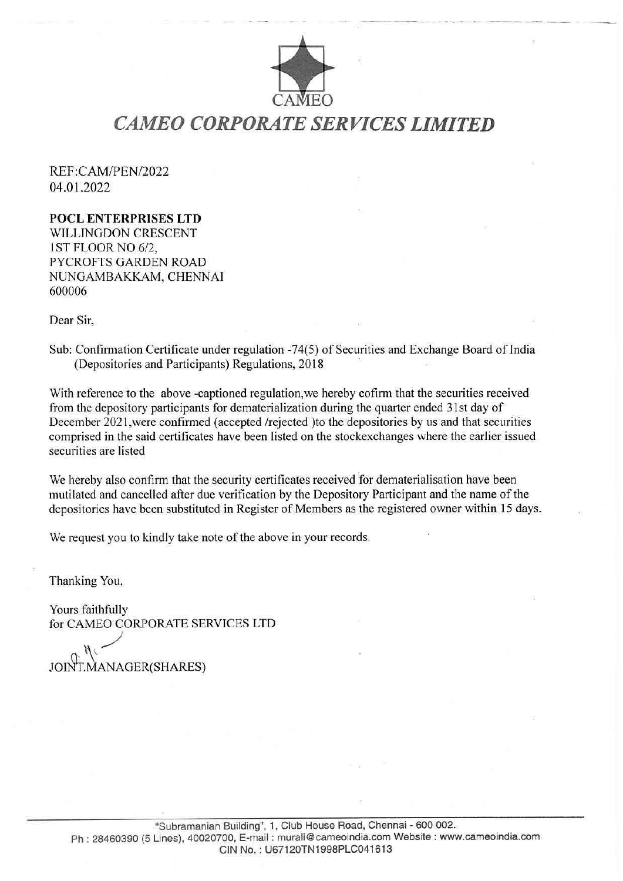CAMEO

# *CAMEO CORPORATE SERVICES LIMITED*

REF:CAM/PEN/2022
04.01.2022

**POCL ENTERPRISES LTD**
WILLINGDON CRESCENT
1ST FLOOR NO 6/2,
PYCROFTS GARDEN ROAD
NUNGAMBAKKAM, CHENNAI
600006

Dear Sir,

Sub: Confirmation Certificate under regulation -74(5) of Securities and Exchange Board of India (Depositories and Participants) Regulations, 2018

With reference to the above -captioned regulation,we hereby cofirm that the securities received from the depository participants for dematerialization during the quarter ended 31st day of December 2021,were confirmed (accepted /rejected )to the depositories by us and that securities comprised in the said certificates have been listed on the stockexchanges where the earlier issued securities are listed

We hereby also confirm that the security certificates received for dematerialisation have been mutilated and cancelled after due verification by the Depository Participant and the name of the depositories have been substituted in Register of Members as the registered owner within 15 days.

We request you to kindly take note of the above in your records.

Thanking You,

Yours faithfully
for CAMEO CORPORATE SERVICES LTD

JOINT.MANAGER(SHARES)

"Subramanian Building", 1, Club House Road, Chennai - 600 002.
Ph : 28460390 (5 Lines), 40020700, E-mail : murali@cameoindia.com Website : www.cameoindia.com
CIN No. : U67120TN1998PLC041613